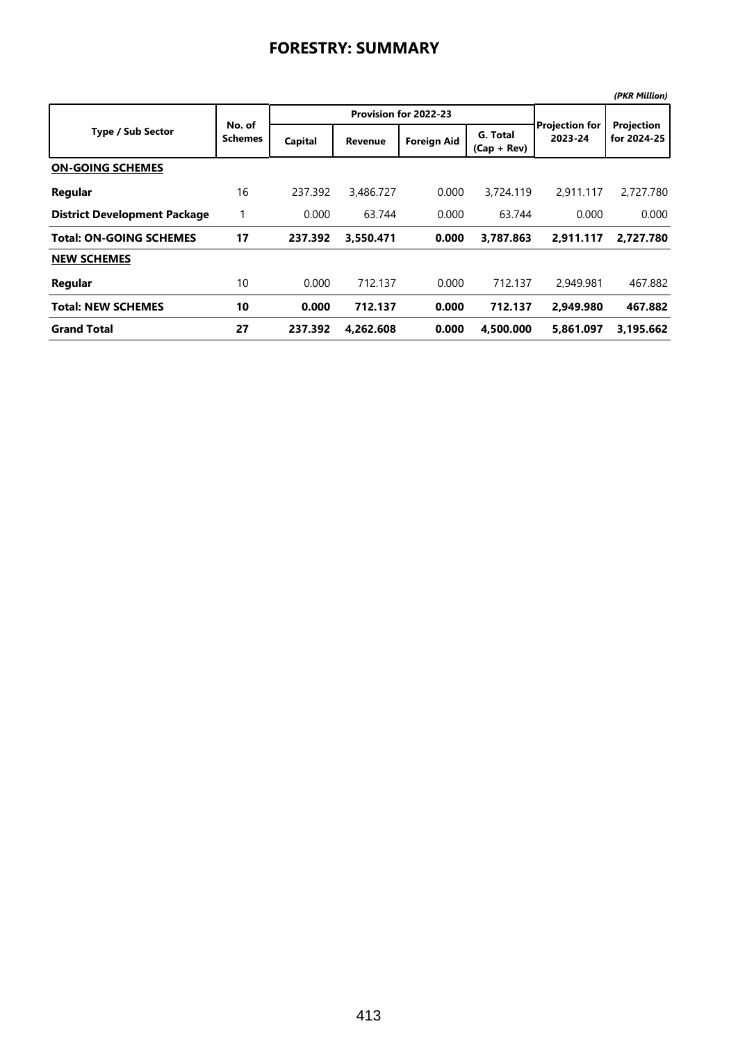# FORESTRY: SUMMARY

*(PKR Million)*

| Type / Sub Sector | No. of Schemes | Provision for 2022-23 | | | | Projection for 2023-24 | Projection for 2024-25 |
|---|---|---|---|---|---|---|---|
| | | Capital | Revenue | Foreign Aid | G. Total (Cap + Rev) | | |
| **ON-GOING SCHEMES** | | | | | | | |
| **Regular** | 16 | 237.392 | 3,486.727 | 0.000 | 3,724.119 | 2,911.117 | 2,727.780 |
| **District Development Package** | 1 | 0.000 | 63.744 | 0.000 | 63.744 | 0.000 | 0.000 |
| **Total: ON-GOING SCHEMES** | **17** | **237.392** | **3,550.471** | **0.000** | **3,787.863** | **2,911.117** | **2,727.780** |
| **NEW SCHEMES** | | | | | | | |
| **Regular** | 10 | 0.000 | 712.137 | 0.000 | 712.137 | 2,949.981 | 467.882 |
| **Total: NEW SCHEMES** | **10** | **0.000** | **712.137** | **0.000** | **712.137** | **2,949.980** | **467.882** |
| **Grand Total** | **27** | **237.392** | **4,262.608** | **0.000** | **4,500.000** | **5,861.097** | **3,195.662** |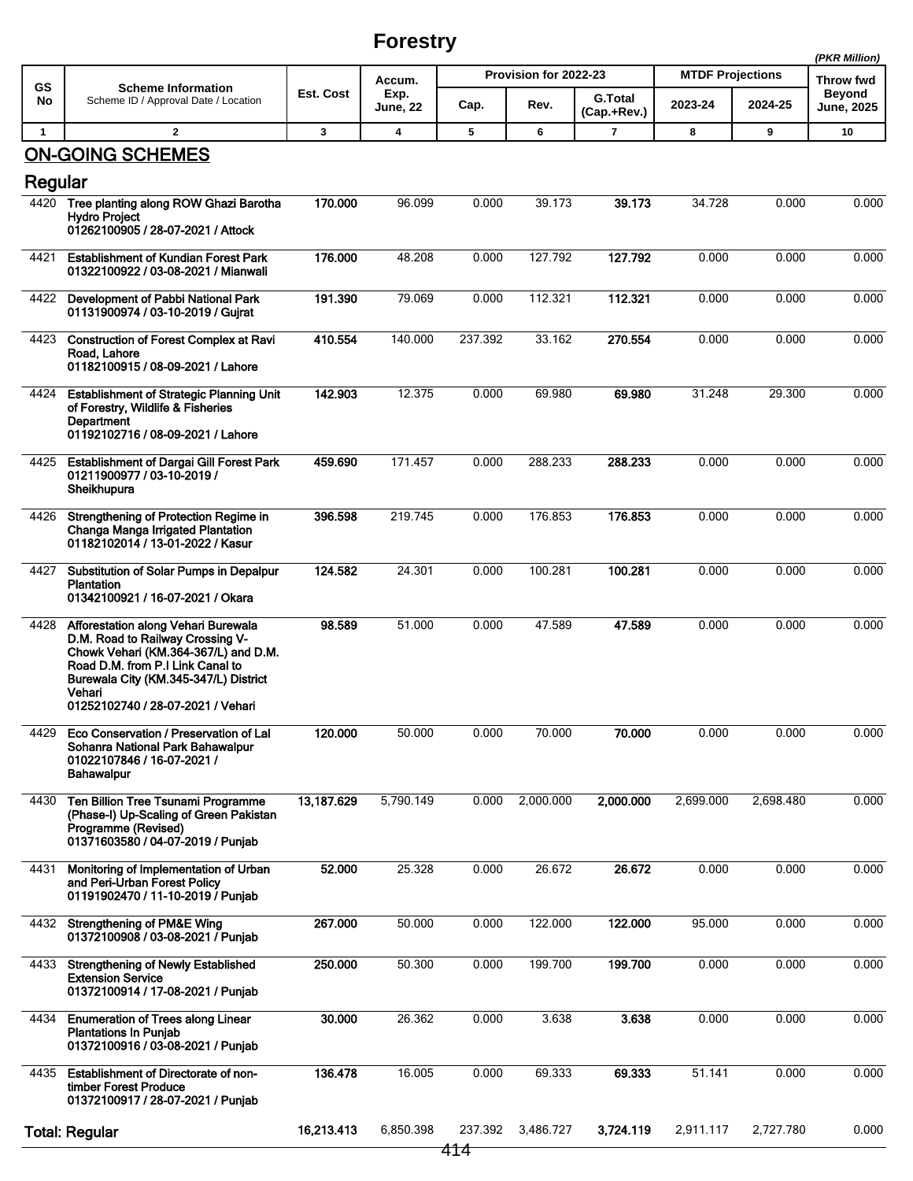# Forestry

*(PKR Million)*

| GS No | Scheme Information<br>Scheme ID / Approval Date / Location | Est. Cost | Accum. Exp. June, 22 | Provision for 2022-23 | | | MTDF Projections | | Throw fwd Beyond June, 2025 |
|---|---|---|---|---|---|---|---|---|---|
| | | | | Cap. | Rev. | G.Total (Cap.+Rev.) | 2023-24 | 2024-25 | |
| 1 | 2 | 3 | 4 | 5 | 6 | 7 | 8 | 9 | 10 |

## ON-GOING SCHEMES

### Regular

| GS No | Scheme Information | Est. Cost | Accum. Exp. June, 22 | Cap. | Rev. | G.Total (Cap.+Rev.) | 2023-24 | 2024-25 | Throw fwd Beyond June, 2025 |
|---|---|---|---|---|---|---|---|---|---|
| 4420 | **Tree planting along ROW Ghazi Barotha Hydro Project**<br>**01262100905 / 28-07-2021 / Attock** | **170.000** | 96.099 | 0.000 | 39.173 | **39.173** | 34.728 | 0.000 | 0.000 |
| 4421 | **Establishment of Kundian Forest Park**<br>**01322100922 / 03-08-2021 / Mianwali** | **176.000** | 48.208 | 0.000 | 127.792 | **127.792** | 0.000 | 0.000 | 0.000 |
| 4422 | **Development of Pabbi National Park**<br>**01131900974 / 03-10-2019 / Gujrat** | **191.390** | 79.069 | 0.000 | 112.321 | **112.321** | 0.000 | 0.000 | 0.000 |
| 4423 | **Construction of Forest Complex at Ravi Road, Lahore**<br>**01182100915 / 08-09-2021 / Lahore** | **410.554** | 140.000 | 237.392 | 33.162 | **270.554** | 0.000 | 0.000 | 0.000 |
| 4424 | **Establishment of Strategic Planning Unit of Forestry, Wildlife & Fisheries Department**<br>**01192102716 / 08-09-2021 / Lahore** | **142.903** | 12.375 | 0.000 | 69.980 | **69.980** | 31.248 | 29.300 | 0.000 |
| 4425 | **Establishment of Dargai Gill Forest Park**<br>**01211900977 / 03-10-2019 / Sheikhupura** | **459.690** | 171.457 | 0.000 | 288.233 | **288.233** | 0.000 | 0.000 | 0.000 |
| 4426 | **Strengthening of Protection Regime in Changa Manga Irrigated Plantation**<br>**01182102014 / 13-01-2022 / Kasur** | **396.598** | 219.745 | 0.000 | 176.853 | **176.853** | 0.000 | 0.000 | 0.000 |
| 4427 | **Substitution of Solar Pumps in Depalpur Plantation**<br>**01342100921 / 16-07-2021 / Okara** | **124.582** | 24.301 | 0.000 | 100.281 | **100.281** | 0.000 | 0.000 | 0.000 |
| 4428 | **Afforestation along Vehari Burewala D.M. Road to Railway Crossing V-Chowk Vehari (KM.364-367/L) and D.M. Road D.M. from P.I Link Canal to Burewala City (KM.345-347/L) District Vehari**<br>**01252102740 / 28-07-2021 / Vehari** | **98.589** | 51.000 | 0.000 | 47.589 | **47.589** | 0.000 | 0.000 | 0.000 |
| 4429 | **Eco Conservation / Preservation of Lal Sohanra National Park Bahawalpur**<br>**01022107846 / 16-07-2021 / Bahawalpur** | **120.000** | 50.000 | 0.000 | 70.000 | **70.000** | 0.000 | 0.000 | 0.000 |
| 4430 | **Ten Billion Tree Tsunami Programme (Phase-I) Up-Scaling of Green Pakistan Programme (Revised)**<br>**01371603580 / 04-07-2019 / Punjab** | **13,187.629** | 5,790.149 | 0.000 | 2,000.000 | **2,000.000** | 2,699.000 | 2,698.480 | 0.000 |
| 4431 | **Monitoring of Implementation of Urban and Peri-Urban Forest Policy**<br>**01191902470 / 11-10-2019 / Punjab** | **52.000** | 25.328 | 0.000 | 26.672 | **26.672** | 0.000 | 0.000 | 0.000 |
| 4432 | **Strengthening of PM&E Wing**<br>**01372100908 / 03-08-2021 / Punjab** | **267.000** | 50.000 | 0.000 | 122.000 | **122.000** | 95.000 | 0.000 | 0.000 |
| 4433 | **Strengthening of Newly Established Extension Service**<br>**01372100914 / 17-08-2021 / Punjab** | **250.000** | 50.300 | 0.000 | 199.700 | **199.700** | 0.000 | 0.000 | 0.000 |
| 4434 | **Enumeration of Trees along Linear Plantations In Punjab**<br>**01372100916 / 03-08-2021 / Punjab** | **30.000** | 26.362 | 0.000 | 3.638 | **3.638** | 0.000 | 0.000 | 0.000 |
| 4435 | **Establishment of Directorate of non-timber Forest Produce**<br>**01372100917 / 28-07-2021 / Punjab** | **136.478** | 16.005 | 0.000 | 69.333 | **69.333** | 51.141 | 0.000 | 0.000 |
| | **Total: Regular** | **16,213.413** | 6,850.398 | 237.392 | 3,486.727 | **3,724.119** | 2,911.117 | 2,727.780 | 0.000 |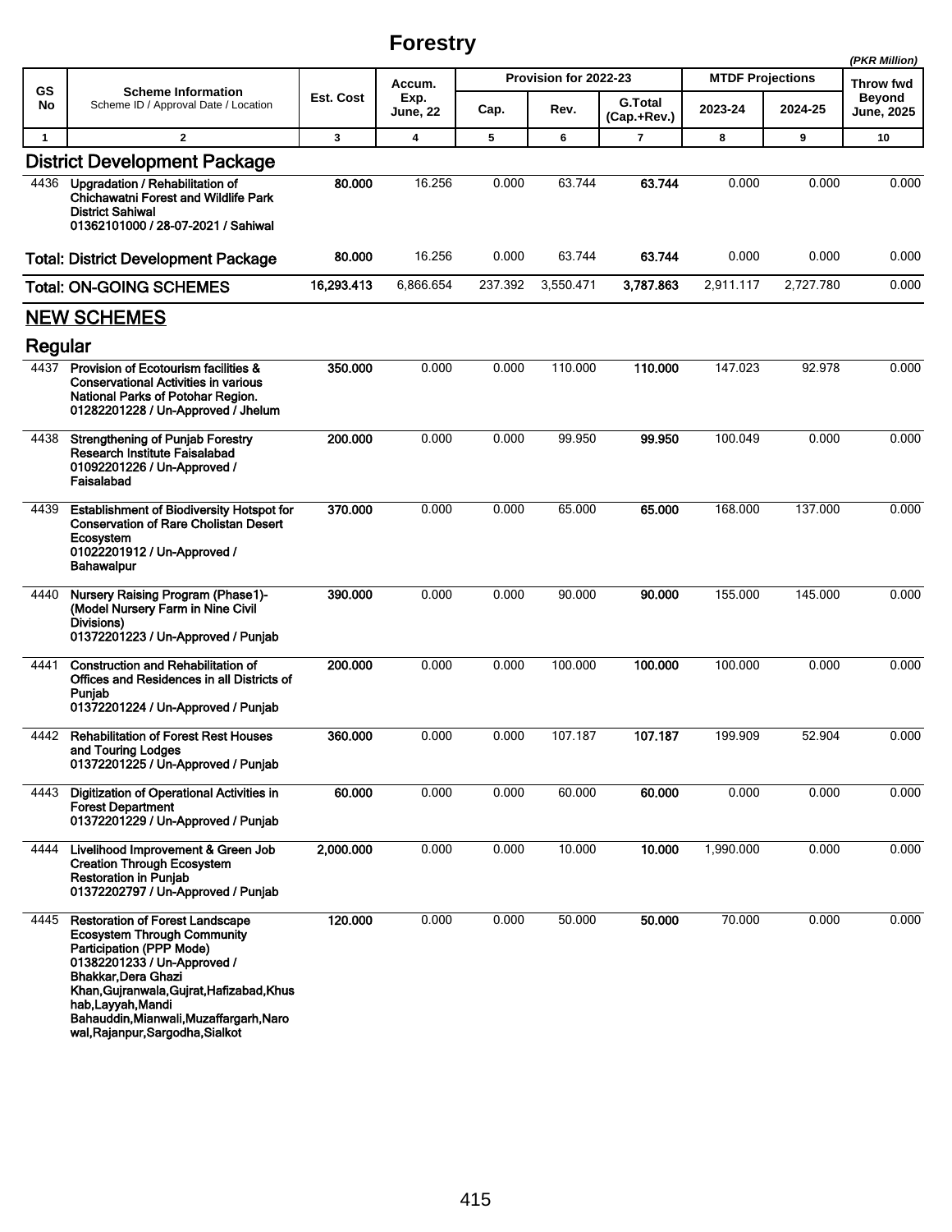# Forestry

*(PKR Million)*

| GS No | Scheme Information<br>Scheme ID / Approval Date / Location | Est. Cost | Accum. Exp. June, 22 | Provision for 2022-23 | | | MTDF Projections | | Throw fwd Beyond June, 2025 |
|---|---|---|---|---|---|---|---|---|---|
| | | | | Cap. | Rev. | G.Total (Cap.+Rev.) | 2023-24 | 2024-25 | |
| 1 | 2 | 3 | 4 | 5 | 6 | 7 | 8 | 9 | 10 |
| **District Development Package** | | | | | | | | | |
| 4436 | **Upgradation / Rehabilitation of Chichawatni Forest and Wildlife Park District Sahiwal**<br>**01362101000 / 28-07-2021 / Sahiwal** | **80.000** | 16.256 | 0.000 | 63.744 | **63.744** | 0.000 | 0.000 | 0.000 |
| **Total: District Development Package** | | **80.000** | 16.256 | 0.000 | 63.744 | **63.744** | 0.000 | 0.000 | 0.000 |
| **Total: ON-GOING SCHEMES** | | **16,293.413** | 6,866.654 | 237.392 | 3,550.471 | **3,787.863** | 2,911.117 | 2,727.780 | 0.000 |
| **NEW SCHEMES** | | | | | | | | | |
| **Regular** | | | | | | | | | |
| 4437 | **Provision of Ecotourism facilities & Conservational Activities in various National Parks of Potohar Region.**<br>**01282201228 / Un-Approved / Jhelum** | **350.000** | 0.000 | 0.000 | 110.000 | **110.000** | 147.023 | 92.978 | 0.000 |
| 4438 | **Strengthening of Punjab Forestry Research Institute Faisalabad**<br>**01092201226 / Un-Approved / Faisalabad** | **200.000** | 0.000 | 0.000 | 99.950 | **99.950** | 100.049 | 0.000 | 0.000 |
| 4439 | **Establishment of Biodiversity Hotspot for Conservation of Rare Cholistan Desert Ecosystem**<br>**01022201912 / Un-Approved / Bahawalpur** | **370.000** | 0.000 | 0.000 | 65.000 | **65.000** | 168.000 | 137.000 | 0.000 |
| 4440 | **Nursery Raising Program (Phase1)-(Model Nursery Farm in Nine Civil Divisions)**<br>**01372201223 / Un-Approved / Punjab** | **390.000** | 0.000 | 0.000 | 90.000 | **90.000** | 155.000 | 145.000 | 0.000 |
| 4441 | **Construction and Rehabilitation of Offices and Residences in all Districts of Punjab**<br>**01372201224 / Un-Approved / Punjab** | **200.000** | 0.000 | 0.000 | 100.000 | **100.000** | 100.000 | 0.000 | 0.000 |
| 4442 | **Rehabilitation of Forest Rest Houses and Touring Lodges**<br>**01372201225 / Un-Approved / Punjab** | **360.000** | 0.000 | 0.000 | 107.187 | **107.187** | 199.909 | 52.904 | 0.000 |
| 4443 | **Digitization of Operational Activities in Forest Department**<br>**01372201229 / Un-Approved / Punjab** | **60.000** | 0.000 | 0.000 | 60.000 | **60.000** | 0.000 | 0.000 | 0.000 |
| 4444 | **Livelihood Improvement & Green Job Creation Through Ecosystem Restoration in Punjab**<br>**01372202797 / Un-Approved / Punjab** | **2,000.000** | 0.000 | 0.000 | 10.000 | **10.000** | 1,990.000 | 0.000 | 0.000 |
| 4445 | **Restoration of Forest Landscape Ecosystem Through Community Participation (PPP Mode)**<br>**01382201233 / Un-Approved / Bhakkar,Dera Ghazi Khan,Gujranwala,Gujrat,Hafizabad,Khushab,Layyah,Mandi Bahauddin,Mianwali,Muzaffargarh,Narowal,Rajanpur,Sargodha,Sialkot** | **120.000** | 0.000 | 0.000 | 50.000 | **50.000** | 70.000 | 0.000 | 0.000 |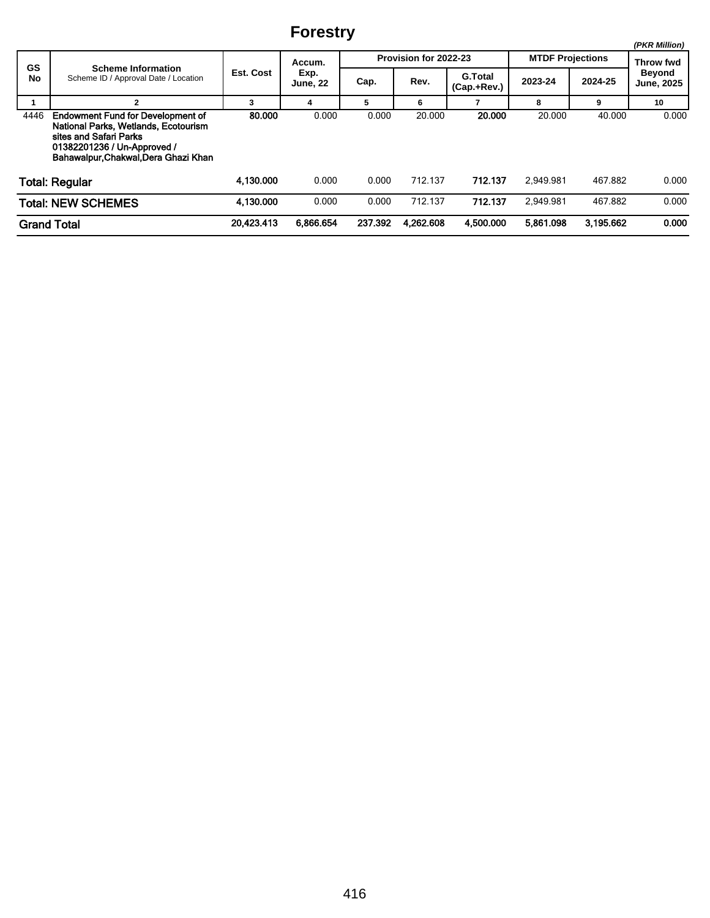# Forestry

*(PKR Million)*

| GS No | Scheme Information<br>Scheme ID / Approval Date / Location | Est. Cost | Accum. Exp. June, 22 | Provision for 2022-23 | | | MTDF Projections | | Throw fwd Beyond June, 2025 |
|---|---|---|---|---|---|---|---|---|---|
| | | | | Cap. | Rev. | G.Total (Cap.+Rev.) | 2023-24 | 2024-25 | |
| 1 | 2 | 3 | 4 | 5 | 6 | 7 | 8 | 9 | 10 |
| 4446 | **Endowment Fund for Development of National Parks, Wetlands, Ecotourism sites and Safari Parks**<br>**01382201236 / Un-Approved / Bahawalpur,Chakwal,Dera Ghazi Khan** | **80.000** | 0.000 | 0.000 | 20.000 | **20.000** | 20.000 | 40.000 | 0.000 |
| **Total: Regular** | | **4,130.000** | 0.000 | 0.000 | 712.137 | **712.137** | 2,949.981 | 467.882 | 0.000 |
| **Total: NEW SCHEMES** | | **4,130.000** | 0.000 | 0.000 | 712.137 | **712.137** | 2,949.981 | 467.882 | 0.000 |
| **Grand Total** | | **20,423.413** | **6,866.654** | **237.392** | **4,262.608** | **4,500.000** | **5,861.098** | **3,195.662** | **0.000** |